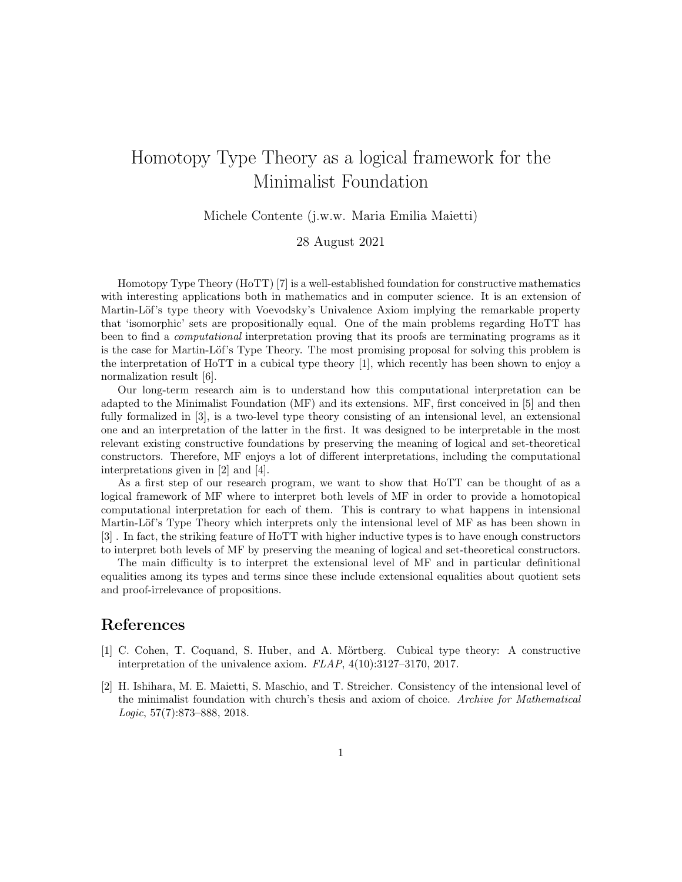# Homotopy Type Theory as a logical framework for the Minimalist Foundation

Michele Contente (j.w.w. Maria Emilia Maietti)

28 August 2021

Homotopy Type Theory (HoTT) [7] is a well-established foundation for constructive mathematics with interesting applications both in mathematics and in computer science. It is an extension of Martin-Löf's type theory with Voevodsky's Univalence Axiom implying the remarkable property that 'isomorphic' sets are propositionally equal. One of the main problems regarding HoTT has been to find a *computational* interpretation proving that its proofs are terminating programs as it is the case for Martin-Löf's Type Theory. The most promising proposal for solving this problem is the interpretation of HoTT in a cubical type theory [1], which recently has been shown to enjoy a normalization result [6].

Our long-term research aim is to understand how this computational interpretation can be adapted to the Minimalist Foundation (MF) and its extensions. MF, first conceived in [5] and then fully formalized in [3], is a two-level type theory consisting of an intensional level, an extensional one and an interpretation of the latter in the first. It was designed to be interpretable in the most relevant existing constructive foundations by preserving the meaning of logical and set-theoretical constructors. Therefore, MF enjoys a lot of different interpretations, including the computational interpretations given in [2] and [4].

As a first step of our research program, we want to show that HoTT can be thought of as a logical framework of MF where to interpret both levels of MF in order to provide a homotopical computational interpretation for each of them. This is contrary to what happens in intensional Martin-Löf's Type Theory which interprets only the intensional level of MF as has been shown in [3] . In fact, the striking feature of HoTT with higher inductive types is to have enough constructors to interpret both levels of MF by preserving the meaning of logical and set-theoretical constructors.

The main difficulty is to interpret the extensional level of MF and in particular definitional equalities among its types and terms since these include extensional equalities about quotient sets and proof-irrelevance of propositions.

## References

[1] C. Cohen, T. Coquand, S. Huber, and A. Mörtberg. Cubical type theory: A constructive interpretation of the univalence axiom. *FLAP*, 4(10):3127–3170, 2017.

[2] H. Ishihara, M. E. Maietti, S. Maschio, and T. Streicher. Consistency of the intensional level of the minimalist foundation with church's thesis and axiom of choice. *Archive for Mathematical Logic*, 57(7):873–888, 2018.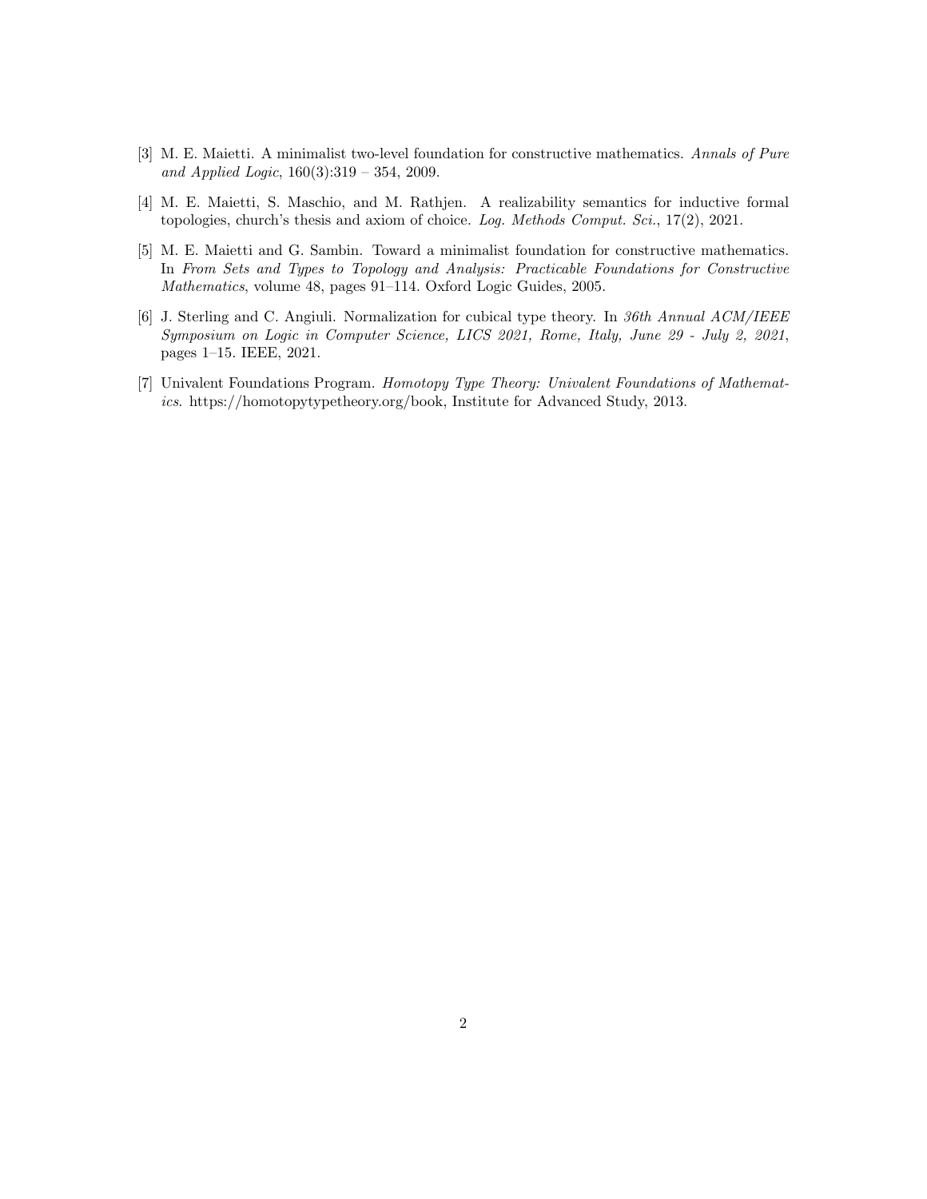[3] M. E. Maietti. A minimalist two-level foundation for constructive mathematics. *Annals of Pure and Applied Logic*, 160(3):319 – 354, 2009.

[4] M. E. Maietti, S. Maschio, and M. Rathjen. A realizability semantics for inductive formal topologies, church's thesis and axiom of choice. *Log. Methods Comput. Sci.*, 17(2), 2021.

[5] M. E. Maietti and G. Sambin. Toward a minimalist foundation for constructive mathematics. In *From Sets and Types to Topology and Analysis: Practicable Foundations for Constructive Mathematics*, volume 48, pages 91–114. Oxford Logic Guides, 2005.

[6] J. Sterling and C. Angiuli. Normalization for cubical type theory. In *36th Annual ACM/IEEE Symposium on Logic in Computer Science, LICS 2021, Rome, Italy, June 29 - July 2, 2021*, pages 1–15. IEEE, 2021.

[7] Univalent Foundations Program. *Homotopy Type Theory: Univalent Foundations of Mathematics*. https://homotopytypetheory.org/book, Institute for Advanced Study, 2013.